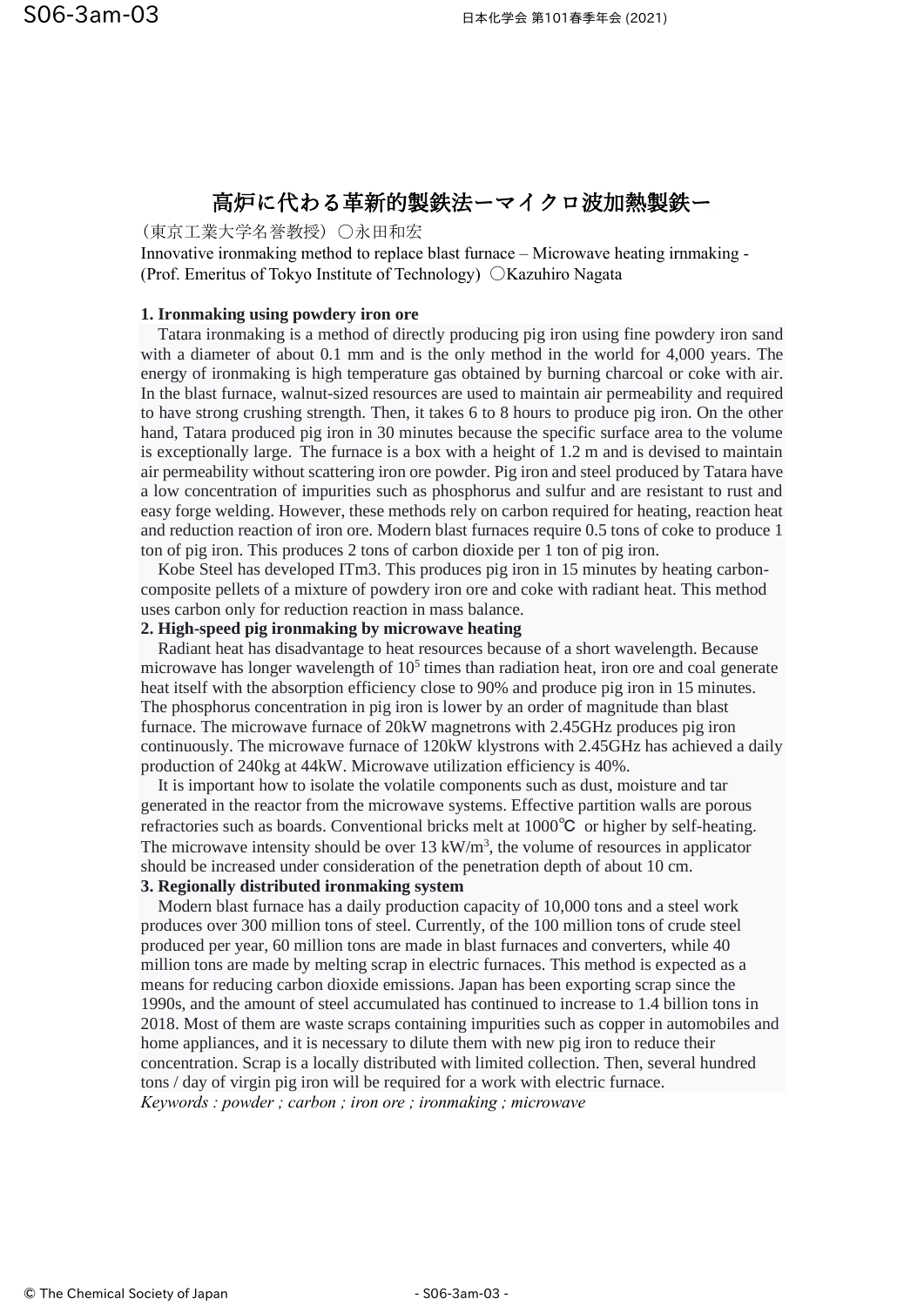# 高炉に代わる革新的製鉄法ーマイクロ波加熱製鉄ー

（東京工業大学名誉教授）〇永田和宏

Innovative ironmaking method to replace blast furnace – Microwave heating irnmaking -
(Prof. Emeritus of Tokyo Institute of Technology) 〇Kazuhiro Nagata

## 1. Ironmaking using powdery iron ore

Tatara ironmaking is a method of directly producing pig iron using fine powdery iron sand with a diameter of about 0.1 mm and is the only method in the world for 4,000 years. The energy of ironmaking is high temperature gas obtained by burning charcoal or coke with air. In the blast furnace, walnut-sized resources are used to maintain air permeability and required to have strong crushing strength. Then, it takes 6 to 8 hours to produce pig iron. On the other hand, Tatara produced pig iron in 30 minutes because the specific surface area to the volume is exceptionally large. The furnace is a box with a height of 1.2 m and is devised to maintain air permeability without scattering iron ore powder. Pig iron and steel produced by Tatara have a low concentration of impurities such as phosphorus and sulfur and are resistant to rust and easy forge welding. However, these methods rely on carbon required for heating, reaction heat and reduction reaction of iron ore. Modern blast furnaces require 0.5 tons of coke to produce 1 ton of pig iron. This produces 2 tons of carbon dioxide per 1 ton of pig iron.

Kobe Steel has developed ITm3. This produces pig iron in 15 minutes by heating carbon-composite pellets of a mixture of powdery iron ore and coke with radiant heat. This method uses carbon only for reduction reaction in mass balance.

## 2. High-speed pig ironmaking by microwave heating

Radiant heat has disadvantage to heat resources because of a short wavelength. Because microwave has longer wavelength of $10^5$ times than radiation heat, iron ore and coal generate heat itself with the absorption efficiency close to 90% and produce pig iron in 15 minutes. The phosphorus concentration in pig iron is lower by an order of magnitude than blast furnace. The microwave furnace of 20kW magnetrons with 2.45GHz produces pig iron continuously. The microwave furnace of 120kW klystrons with 2.45GHz has achieved a daily production of 240kg at 44kW. Microwave utilization efficiency is 40%.

It is important how to isolate the volatile components such as dust, moisture and tar generated in the reactor from the microwave systems. Effective partition walls are porous refractories such as boards. Conventional bricks melt at 1000℃ or higher by self-heating. The microwave intensity should be over 13 kW/m$^3$, the volume of resources in applicator should be increased under consideration of the penetration depth of about 10 cm.

## 3. Regionally distributed ironmaking system

Modern blast furnace has a daily production capacity of 10,000 tons and a steel work produces over 300 million tons of steel. Currently, of the 100 million tons of crude steel produced per year, 60 million tons are made in blast furnaces and converters, while 40 million tons are made by melting scrap in electric furnaces. This method is expected as a means for reducing carbon dioxide emissions. Japan has been exporting scrap since the 1990s, and the amount of steel accumulated has continued to increase to 1.4 billion tons in 2018. Most of them are waste scraps containing impurities such as copper in automobiles and home appliances, and it is necessary to dilute them with new pig iron to reduce their concentration. Scrap is a locally distributed with limited collection. Then, several hundred tons / day of virgin pig iron will be required for a work with electric furnace.

*Keywords : powder ; carbon ; iron ore ; ironmaking ; microwave*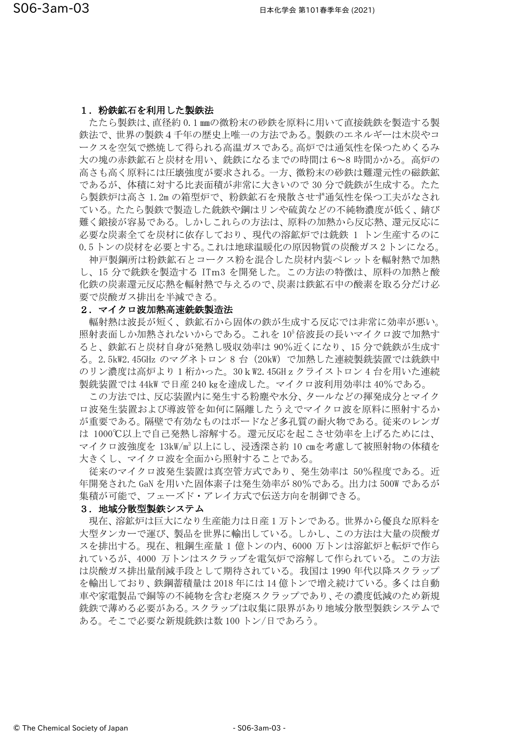## １．粉鉄鉱石を利用した製鉄法

たたら製鉄は、直径約 0.1 ㎜の微粉末の砂鉄を原料に用いて直接銑鉄を製造する製鉄法で、世界の製鉄４千年の歴史上唯一の方法である。製鉄のエネルギーは木炭やコークスを空気で燃焼して得られる高温ガスである。高炉では通気性を保つためくるみ大の塊の赤鉄鉱石と炭材を用い、銑鉄になるまでの時間は 6～8 時間かかる。高炉の高さも高く原料には圧壊強度が要求される。一方、微粉末の砂鉄は難還元性の磁鉄鉱であるが、体積に対する比表面積が非常に大きいので 30 分で銑鉄が生成する。たたら製鉄炉は高さ 1.2m の箱型炉で、粉鉄鉱石を飛散させず通気性を保つ工夫がなされている。たたら製鉄で製造した銑鉄や鋼はリンや硫黄などの不純物濃度が低く、錆び難く鍛接が容易である。しかしこれらの方法は、原料の加熱から反応熱、還元反応に必要な炭素全てを炭材に依存しており、現代の溶鉱炉では銑鉄 1 トン生産するのに 0.5 トンの炭材を必要とする。これは地球温暖化の原因物質の炭酸ガス 2 トンになる。

神戸製鋼所は粉鉄鉱石とコークス粉を混合した炭材内装ペレットを輻射熱で加熱し、15 分で銑鉄を製造する ITm3 を開発した。この方法の特徴は、原料の加熱と酸化鉄の炭素還元反応熱を輻射熱で与えるので、炭素は鉄鉱石中の酸素を取る分だけ必要で炭酸ガス排出を半減できる。

## ２．マイクロ波加熱高速銑鉄製造法

輻射熱は波長が短く、鉄鉱石から固体の鉄が生成する反応では非常に効率が悪い。照射表面しか加熱されないからである。これを $10^5$ 倍波長の長いマイクロ波で加熱すると、鉄鉱石と炭材自身が発熱し吸収効率は 90%近くになり、15 分で銑鉄が生成する。2.5kW2.45GHz のマグネトロン 8 台（20kW）で加熱した連続製銑装置では銑鉄中のリン濃度は高炉より 1 桁かった。30ｋW2.45GHｚクライストロン 4 台を用いた連続製銑装置では 44kW で日産 240 kgを達成した。マイクロ波利用効率は 40%である。

この方法では、反応装置内に発生する粉塵や水分、タールなどの揮発成分とマイクロ波発生装置および導波管を如何に隔離したうえでマイクロ波を原料に照射するかが重要である。隔壁で有効なものはボードなど多孔質の耐火物である。従来のレンガは 1000℃以上で自己発熱し溶解する。還元反応を起こさせ効率を上げるためには、マイクロ波強度を 13kW/m³ 以上にし、浸透深さ約 10 ㎝を考慮して被照射物の体積を大きくし、マイクロ波を全面から照射することである。

従来のマイクロ波発生装置は真空管方式であり、発生効率は 50%程度である。近年開発された GaN を用いた固体素子は発生効率が 80%である。出力は 500W であるが集積が可能で、フェーズド・アレイ方式で伝送方向を制御できる。

## ３．地域分散型製鉄システム

現在、溶鉱炉は巨大になり生産能力は日産 1 万トンである。世界から優良な原料を大型タンカーで運び、製品を世界に輸出している。しかし、この方法は大量の炭酸ガスを排出する。現在、粗鋼生産量 1 億トンの内、6000 万トンは溶鉱炉と転炉で作られているが、4000 万トンはスクラップを電気炉で溶解して作られている。この方法は炭酸ガス排出量削減手段として期待されている。我国は 1990 年代以降スクラップを輸出しており、鉄鋼蓄積量は 2018 年には 14 億トンで増え続けている。多くは自動車や家電製品で銅等の不純物を含む老廃スクラップであり、その濃度低減のため新規銑鉄で薄める必要がある。スクラップは収集に限界があり地域分散型製鉄システムである。そこで必要な新規銑鉄は数 100 トン/日であろう。